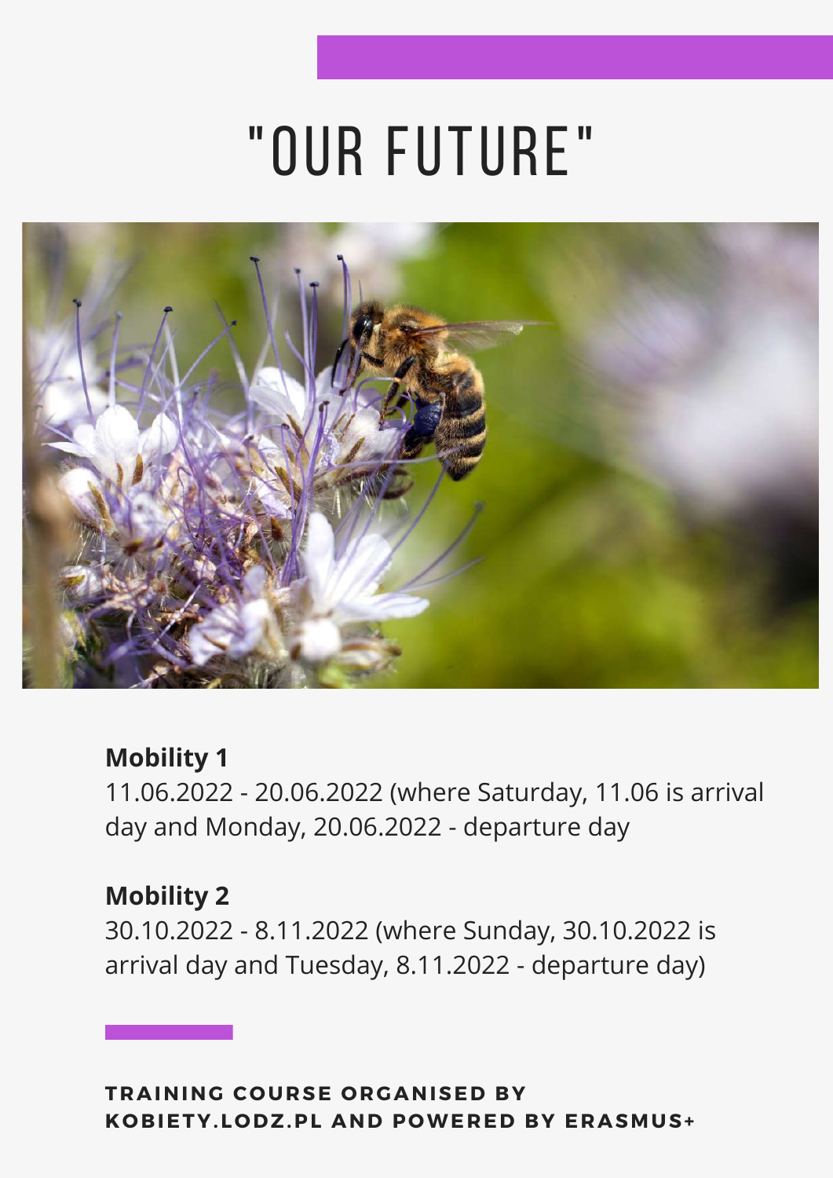# "OUR FUTURE"

**Mobility 1**
11.06.2022 - 20.06.2022 (where Saturday, 11.06 is arrival day and Monday, 20.06.2022 - departure day

**Mobility 2**
30.10.2022 - 8.11.2022 (where Sunday, 30.10.2022 is arrival day and Tuesday, 8.11.2022 - departure day)

**TRAINING COURSE ORGANISED BY KOBIETY.LODZ.PL AND POWERED BY ERASMUS+**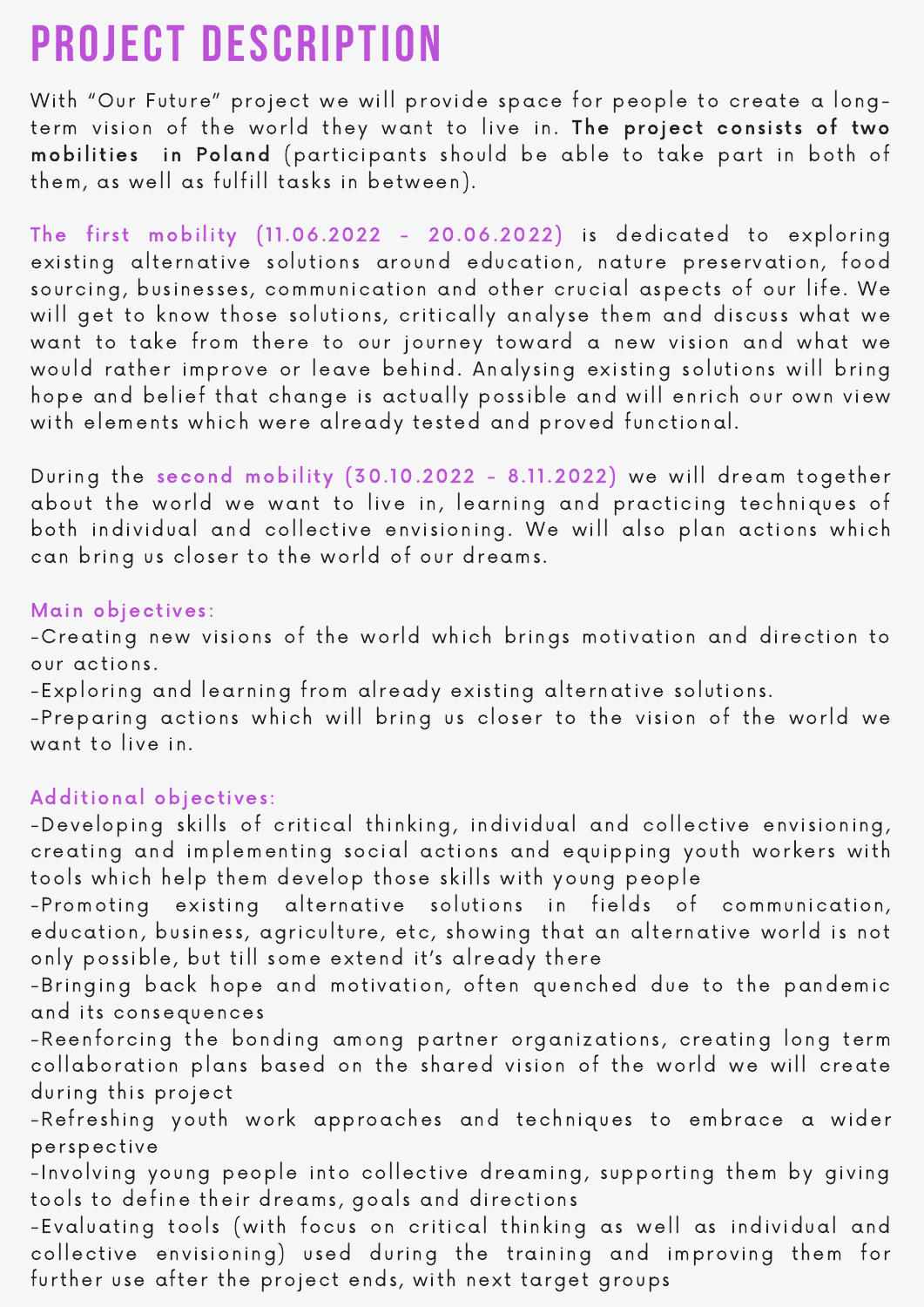# PROJECT DESCRIPTION

With "Our Future" project we will provide space for people to create a long-term vision of the world they want to live in. **The project consists of two mobilities in Poland** (participants should be able to take part in both of them, as well as fulfill tasks in between).

The first mobility (11.06.2022 - 20.06.2022) is dedicated to exploring existing alternative solutions around education, nature preservation, food sourcing, businesses, communication and other crucial aspects of our life. We will get to know those solutions, critically analyse them and discuss what we want to take from there to our journey toward a new vision and what we would rather improve or leave behind. Analysing existing solutions will bring hope and belief that change is actually possible and will enrich our own view with elements which were already tested and proved functional.

During the second mobility (30.10.2022 - 8.11.2022) we will dream together about the world we want to live in, learning and practicing techniques of both individual and collective envisioning. We will also plan actions which can bring us closer to the world of our dreams.

### Main objectives:

-Creating new visions of the world which brings motivation and direction to our actions.
-Exploring and learning from already existing alternative solutions.
-Preparing actions which will bring us closer to the vision of the world we want to live in.

### Additional objectives:

-Developing skills of critical thinking, individual and collective envisioning, creating and implementing social actions and equipping youth workers with tools which help them develop those skills with young people
-Promoting existing alternative solutions in fields of communication, education, business, agriculture, etc, showing that an alternative world is not only possible, but till some extend it's already there
-Bringing back hope and motivation, often quenched due to the pandemic and its consequences
-Reenforcing the bonding among partner organizations, creating long term collaboration plans based on the shared vision of the world we will create during this project
-Refreshing youth work approaches and techniques to embrace a wider perspective
-Involving young people into collective dreaming, supporting them by giving tools to define their dreams, goals and directions
-Evaluating tools (with focus on critical thinking as well as individual and collective envisioning) used during the training and improving them for further use after the project ends, with next target groups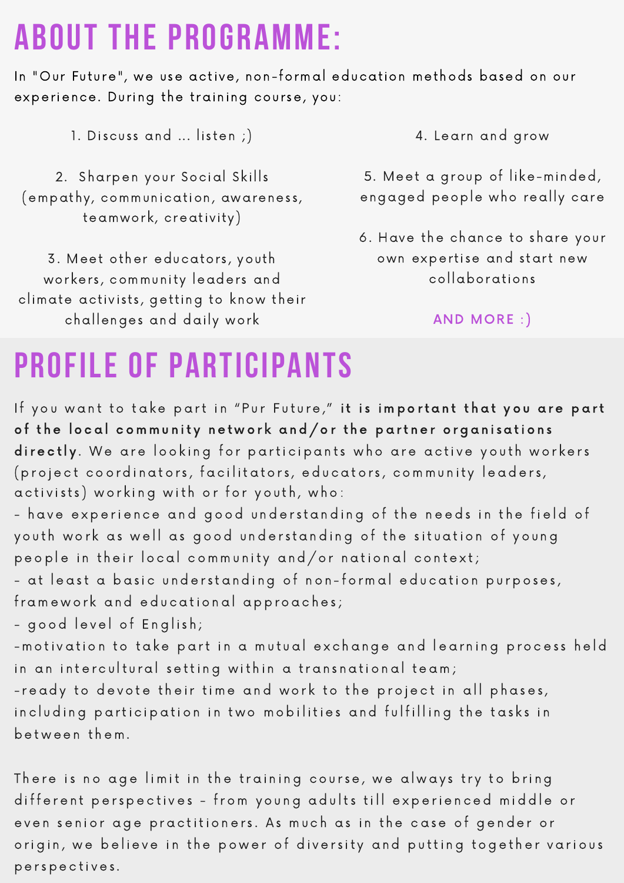# ABOUT THE PROGRAMME:

In "Our Future", we use active, non-formal education methods based on our experience. During the training course, you:

1. Discuss and ... listen ;)
2. Sharpen your Social Skills (empathy, communication, awareness, teamwork, creativity)
3. Meet other educators, youth workers, community leaders and climate activists, getting to know their challenges and daily work
4. Learn and grow
5. Meet a group of like-minded, engaged people who really care
6. Have the chance to share your own expertise and start new collaborations

AND MORE :)

# PROFILE OF PARTICIPANTS

If you want to take part in "Pur Future," **it is important that you are part of the local community network and/or the partner organisations directly**. We are looking for participants who are active youth workers (project coordinators, facilitators, educators, community leaders, activists) working with or for youth, who:

- have experience and good understanding of the needs in the field of youth work as well as good understanding of the situation of young people in their local community and/or national context;
- at least a basic understanding of non-formal education purposes, framework and educational approaches;
- good level of English;
- motivation to take part in a mutual exchange and learning process held in an intercultural setting within a transnational team;
- ready to devote their time and work to the project in all phases, including participation in two mobilities and fulfilling the tasks in between them.

There is no age limit in the training course, we always try to bring different perspectives - from young adults till experienced middle or even senior age practitioners. As much as in the case of gender or origin, we believe in the power of diversity and putting together various perspectives.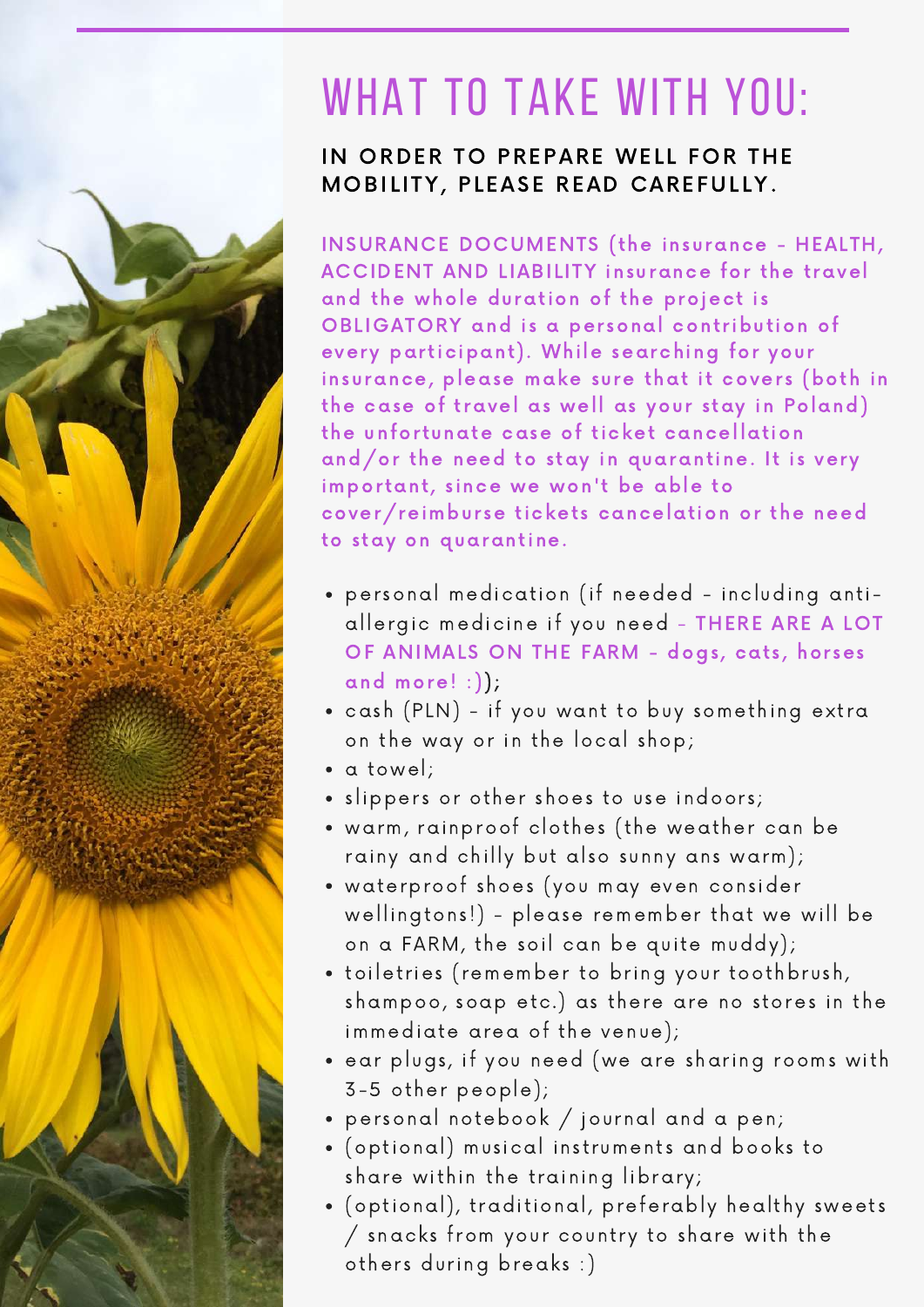# WHAT TO TAKE WITH YOU:

**IN ORDER TO PREPARE WELL FOR THE MOBILITY, PLEASE READ CAREFULLY.**

**INSURANCE DOCUMENTS** (the insurance - **HEALTH, ACCIDENT AND LIABILITY** insurance for the travel and the whole duration of the project is **OBLIGATORY** and is a personal contribution of every participant). While searching for your insurance, please make sure that it covers (both in the case of travel as well as your stay in Poland) the unfortunate case of ticket cancellation and/or the need to stay in quarantine. It is very important, since we won't be able to cover/reimburse tickets cancelation or the need to stay on quarantine.

- personal medication (if needed - including anti-allergic medicine if you need - **THERE ARE A LOT OF ANIMALS ON THE FARM** - dogs, cats, horses and more! :));
- cash (PLN) - if you want to buy something extra on the way or in the local shop;
- a towel;
- slippers or other shoes to use indoors;
- warm, rainproof clothes (the weather can be rainy and chilly but also sunny ans warm);
- waterproof shoes (you may even consider wellingtons!) - please remember that we will be on a FARM, the soil can be quite muddy);
- toiletries (remember to bring your toothbrush, shampoo, soap etc.) as there are no stores in the immediate area of the venue);
- ear plugs, if you need (we are sharing rooms with 3-5 other people);
- personal notebook / journal and a pen;
- (optional) musical instruments and books to share within the training library;
- (optional), traditional, preferably healthy sweets / snacks from your country to share with the others during breaks :)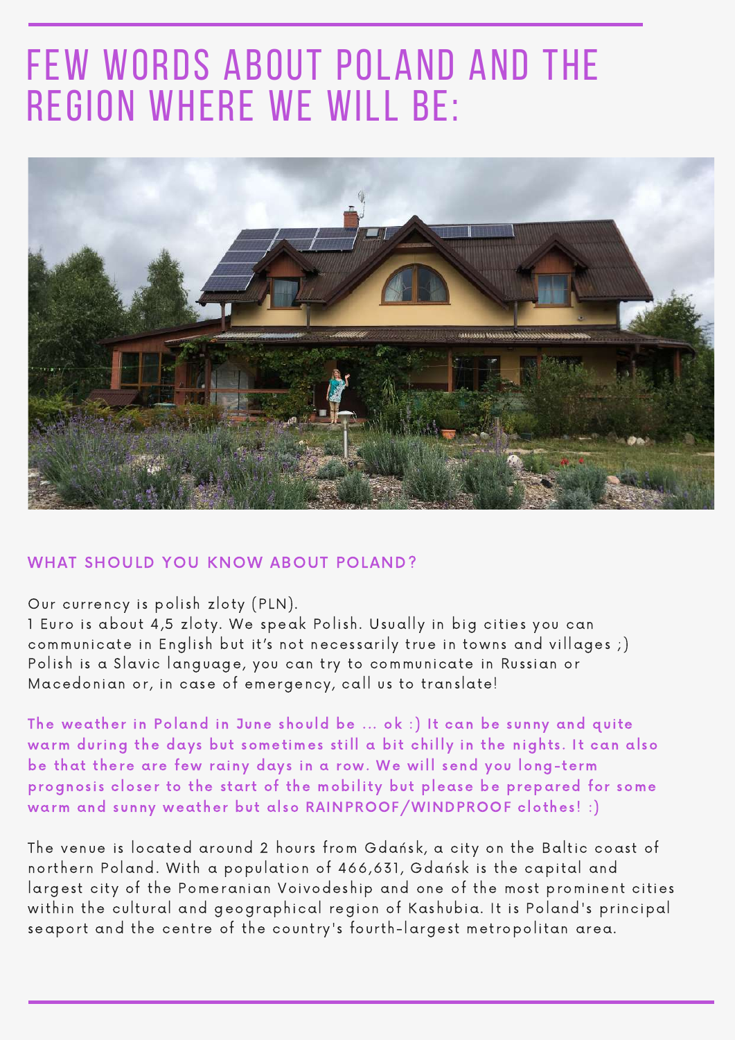# FEW WORDS ABOUT POLAND AND THE REGION WHERE WE WILL BE:

## WHAT SHOULD YOU KNOW ABOUT POLAND?

Our currency is polish zloty (PLN).
1 Euro is about 4,5 zloty. We speak Polish. Usually in big cities you can communicate in English but it's not necessarily true in towns and villages ;) Polish is a Slavic language, you can try to communicate in Russian or Macedonian or, in case of emergency, call us to translate!

**The weather in Poland in June should be ... ok :) It can be sunny and quite warm during the days but sometimes still a bit chilly in the nights. It can also be that there are few rainy days in a row. We will send you long-term prognosis closer to the start of the mobility but please be prepared for some warm and sunny weather but also RAINPROOF/WINDPROOF clothes! :)**

The venue is located around 2 hours from Gdańsk, a city on the Baltic coast of northern Poland. With a population of 466,631, Gdańsk is the capital and largest city of the Pomeranian Voivodeship and one of the most prominent cities within the cultural and geographical region of Kashubia. It is Poland's principal seaport and the centre of the country's fourth-largest metropolitan area.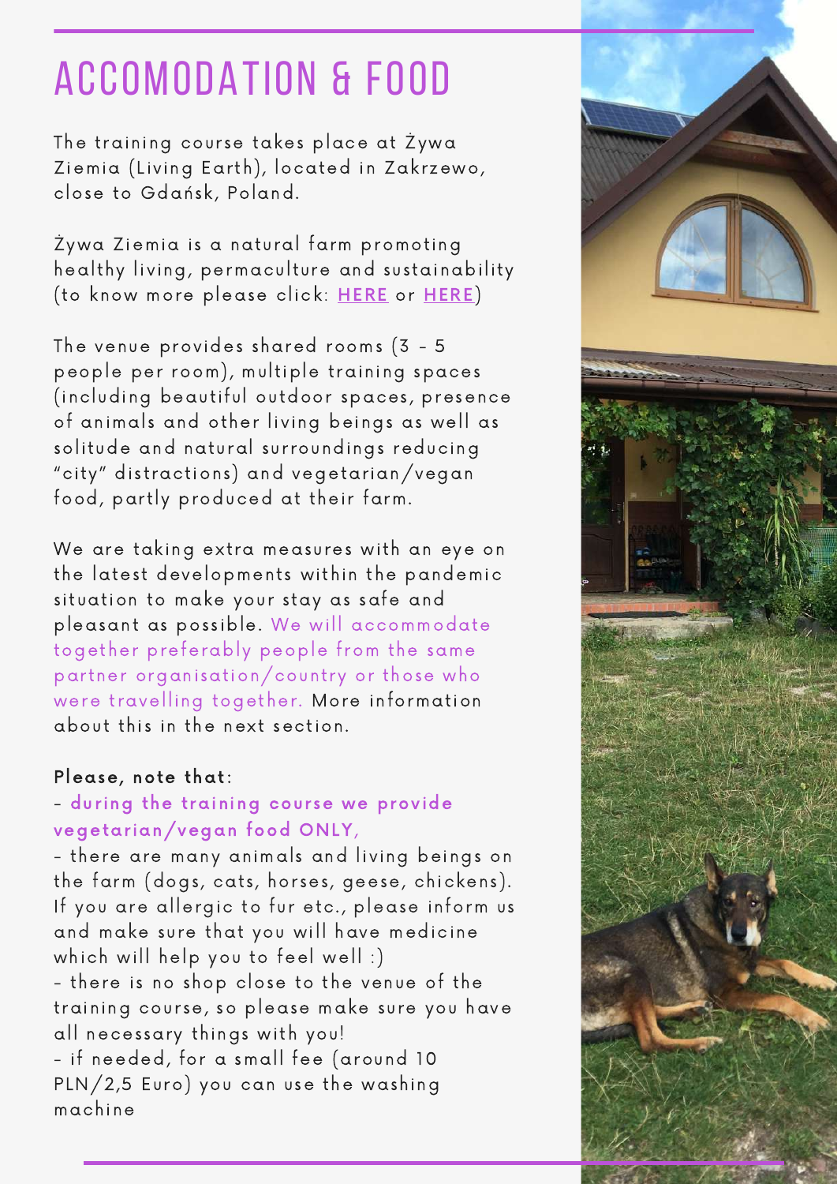# ACCOMODATION & FOOD

The training course takes place at Żywa Ziemia (Living Earth), located in Zakrzewo, close to Gdańsk, Poland.

Żywa Ziemia is a natural farm promoting healthy living, permaculture and sustainability (to know more please click: HERE or HERE)

The venue provides shared rooms (3 - 5 people per room), multiple training spaces (including beautiful outdoor spaces, presence of animals and other living beings as well as solitude and natural surroundings reducing "city" distractions) and vegetarian/vegan food, partly produced at their farm.

We are taking extra measures with an eye on the latest developments within the pandemic situation to make your stay as safe and pleasant as possible. We will accommodate together preferably people from the same partner organisation/country or those who were travelling together. More information about this in the next section.

**Please, note that:**

- **during the training course we provide vegetarian/vegan food ONLY,**
- there are many animals and living beings on the farm (dogs, cats, horses, geese, chickens). If you are allergic to fur etc., please inform us and make sure that you will have medicine which will help you to feel well :)
- there is no shop close to the venue of the training course, so please make sure you have all necessary things with you!
- if needed, for a small fee (around 10 PLN/2,5 Euro) you can use the washing machine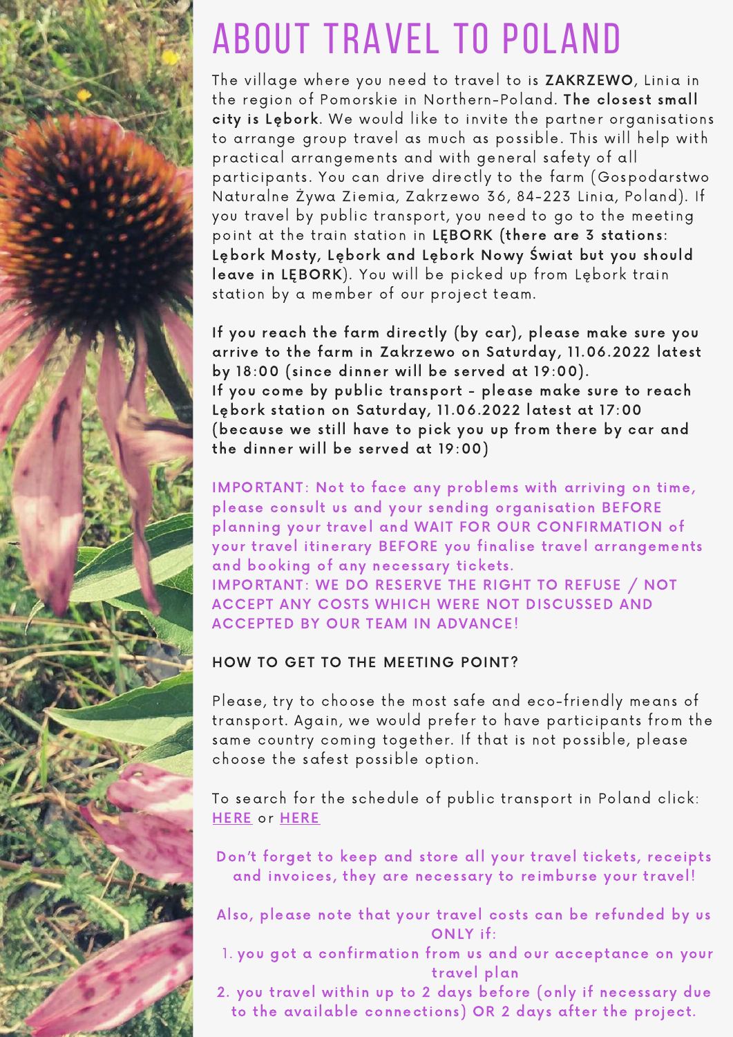# ABOUT TRAVEL TO POLAND

The village where you need to travel to is **ZAKRZEWO**, Linia in the region of Pomorskie in Northern-Poland. **The closest small city is Lębork**. We would like to invite the partner organisations to arrange group travel as much as possible. This will help with practical arrangements and with general safety of all participants. You can drive directly to the farm (Gospodarstwo Naturalne Żywa Ziemia, Zakrzewo 36, 84-223 Linia, Poland). If you travel by public transport, you need to go to the meeting point at the train station in **LĘBORK (there are 3 stations: Lębork Mosty, Lębork and Lębork Nowy Świat but you should leave in LĘBORK)**. You will be picked up from Lębork train station by a member of our project team.

**If you reach the farm directly (by car), please make sure you arrive to the farm in Zakrzewo on Saturday, 11.06.2022 latest by 18:00 (since dinner will be served at 19:00).**
**If you come by public transport - please make sure to reach Lębork station on Saturday, 11.06.2022 latest at 17:00 (because we still have to pick you up from there by car and the dinner will be served at 19:00)**

**IMPORTANT: Not to face any problems with arriving on time, please consult us and your sending organisation BEFORE planning your travel and WAIT FOR OUR CONFIRMATION of your travel itinerary BEFORE you finalise travel arrangements and booking of any necessary tickets.**
**IMPORTANT: WE DO RESERVE THE RIGHT TO REFUSE / NOT ACCEPT ANY COSTS WHICH WERE NOT DISCUSSED AND ACCEPTED BY OUR TEAM IN ADVANCE!**

### HOW TO GET TO THE MEETING POINT?

Please, try to choose the most safe and eco-friendly means of transport. Again, we would prefer to have participants from the same country coming together. If that is not possible, please choose the safest possible option.

To search for the schedule of public transport in Poland click: HERE or HERE

**Don't forget to keep and store all your travel tickets, receipts and invoices, they are necessary to reimburse your travel!**

**Also, please note that your travel costs can be refunded by us ONLY if:**

1. **you got a confirmation from us and our acceptance on your travel plan**
2. **you travel within up to 2 days before (only if necessary due to the available connections) OR 2 days after the project.**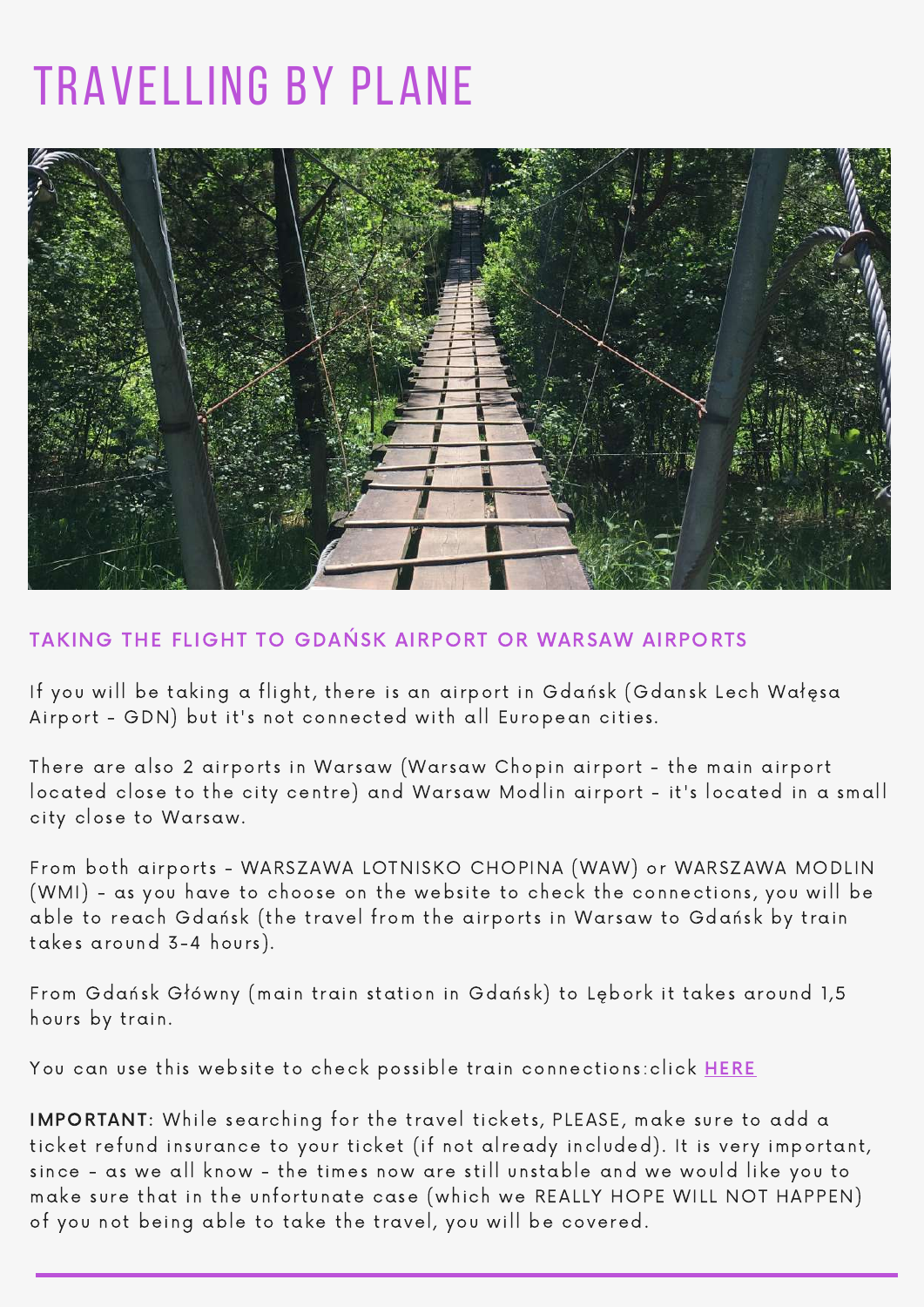# TRAVELLING BY PLANE

## TAKING THE FLIGHT TO GDAŃSK AIRPORT OR WARSAW AIRPORTS

If you will be taking a flight, there is an airport in Gdańsk (Gdansk Lech Wałęsa Airport - GDN) but it's not connected with all European cities.

There are also 2 airports in Warsaw (Warsaw Chopin airport - the main airport located close to the city centre) and Warsaw Modlin airport - it's located in a small city close to Warsaw.

From both airports - WARSZAWA LOTNISKO CHOPINA (WAW) or WARSZAWA MODLIN (WMI) - as you have to choose on the website to check the connections, you will be able to reach Gdańsk (the travel from the airports in Warsaw to Gdańsk by train takes around 3-4 hours).

From Gdańsk Główny (main train station in Gdańsk) to Lębork it takes around 1,5 hours by train.

You can use this website to check possible train connections:click **HERE**

**IMPORTANT**: While searching for the travel tickets, PLEASE, make sure to add a ticket refund insurance to your ticket (if not already included). It is very important, since - as we all know - the times now are still unstable and we would like you to make sure that in the unfortunate case (which we REALLY HOPE WILL NOT HAPPEN) of you not being able to take the travel, you will be covered.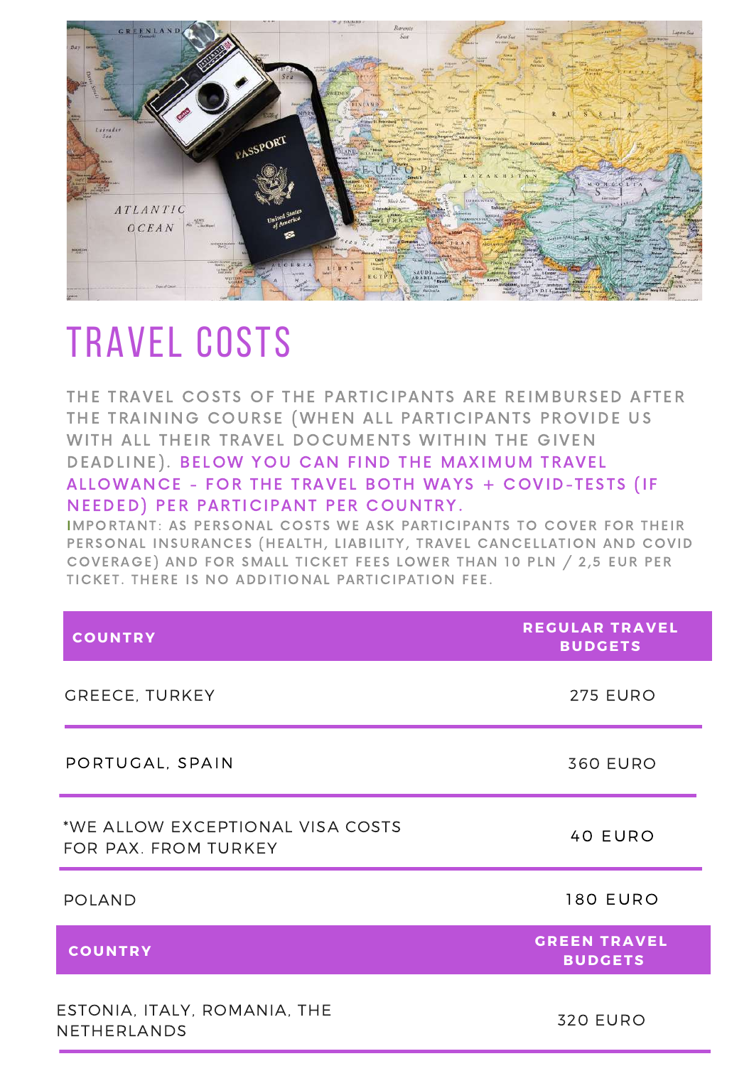# TRAVEL COSTS

THE TRAVEL COSTS OF THE PARTICIPANTS ARE REIMBURSED AFTER THE TRAINING COURSE (WHEN ALL PARTICIPANTS PROVIDE US WITH ALL THEIR TRAVEL DOCUMENTS WITHIN THE GIVEN DEADLINE). **BELOW YOU CAN FIND THE MAXIMUM TRAVEL ALLOWANCE - FOR THE TRAVEL BOTH WAYS + COVID-TESTS (IF NEEDED) PER PARTICIPANT PER COUNTRY.**

IMPORTANT: AS PERSONAL COSTS WE ASK PARTICIPANTS TO COVER FOR THEIR PERSONAL INSURANCES (HEALTH, LIABILITY, TRAVEL CANCELLATION AND COVID COVERAGE) AND FOR SMALL TICKET FEES LOWER THAN 10 PLN / 2,5 EUR PER TICKET. THERE IS NO ADDITIONAL PARTICIPATION FEE.

| COUNTRY | REGULAR TRAVEL BUDGETS |
|---|---|
| GREECE, TURKEY | 275 EURO |
| PORTUGAL, SPAIN | 360 EURO |
| *WE ALLOW EXCEPTIONAL VISA COSTS FOR PAX. FROM TURKEY | 40 EURO |
| POLAND | 180 EURO |
| **COUNTRY** | **GREEN TRAVEL BUDGETS** |
| ESTONIA, ITALY, ROMANIA, THE NETHERLANDS | 320 EURO |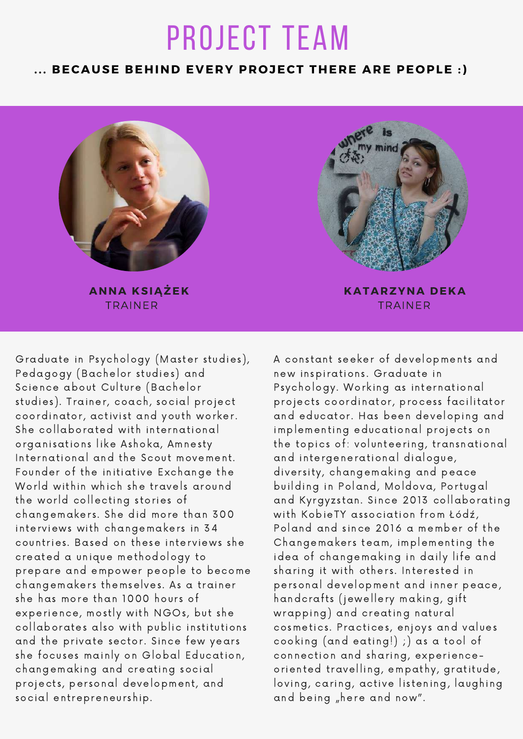# PROJECT TEAM

**... BECAUSE BEHIND EVERY PROJECT THERE ARE PEOPLE :)**

**ANNA KSIĄŻEK**
TRAINER

Graduate in Psychology (Master studies), Pedagogy (Bachelor studies) and Science about Culture (Bachelor studies). Trainer, coach, social project coordinator, activist and youth worker. She collaborated with international organisations like Ashoka, Amnesty International and the Scout movement. Founder of the initiative Exchange the World within which she travels around the world collecting stories of changemakers. She did more than 300 interviews with changemakers in 34 countries. Based on these interviews she created a unique methodology to prepare and empower people to become changemakers themselves. As a trainer she has more than 1000 hours of experience, mostly with NGOs, but she collaborates also with public institutions and the private sector. Since few years she focuses mainly on Global Education, changemaking and creating social projects, personal development, and social entrepreneurship.

**KATARZYNA DEKA**
TRAINER

A constant seeker of developments and new inspirations. Graduate in Psychology. Working as international projects coordinator, process facilitator and educator. Has been developing and implementing educational projects on the topics of: volunteering, transnational and intergenerational dialogue, diversity, changemaking and peace building in Poland, Moldova, Portugal and Kyrgyzstan. Since 2013 collaborating with KobieTY association from Łódź, Poland and since 2016 a member of the Changemakers team, implementing the idea of changemaking in daily life and sharing it with others. Interested in personal development and inner peace, handcrafts (jewellery making, gift wrapping) and creating natural cosmetics. Practices, enjoys and values cooking (and eating!) ;) as a tool of connection and sharing, experience-oriented travelling, empathy, gratitude, loving, caring, active listening, laughing and being „here and now".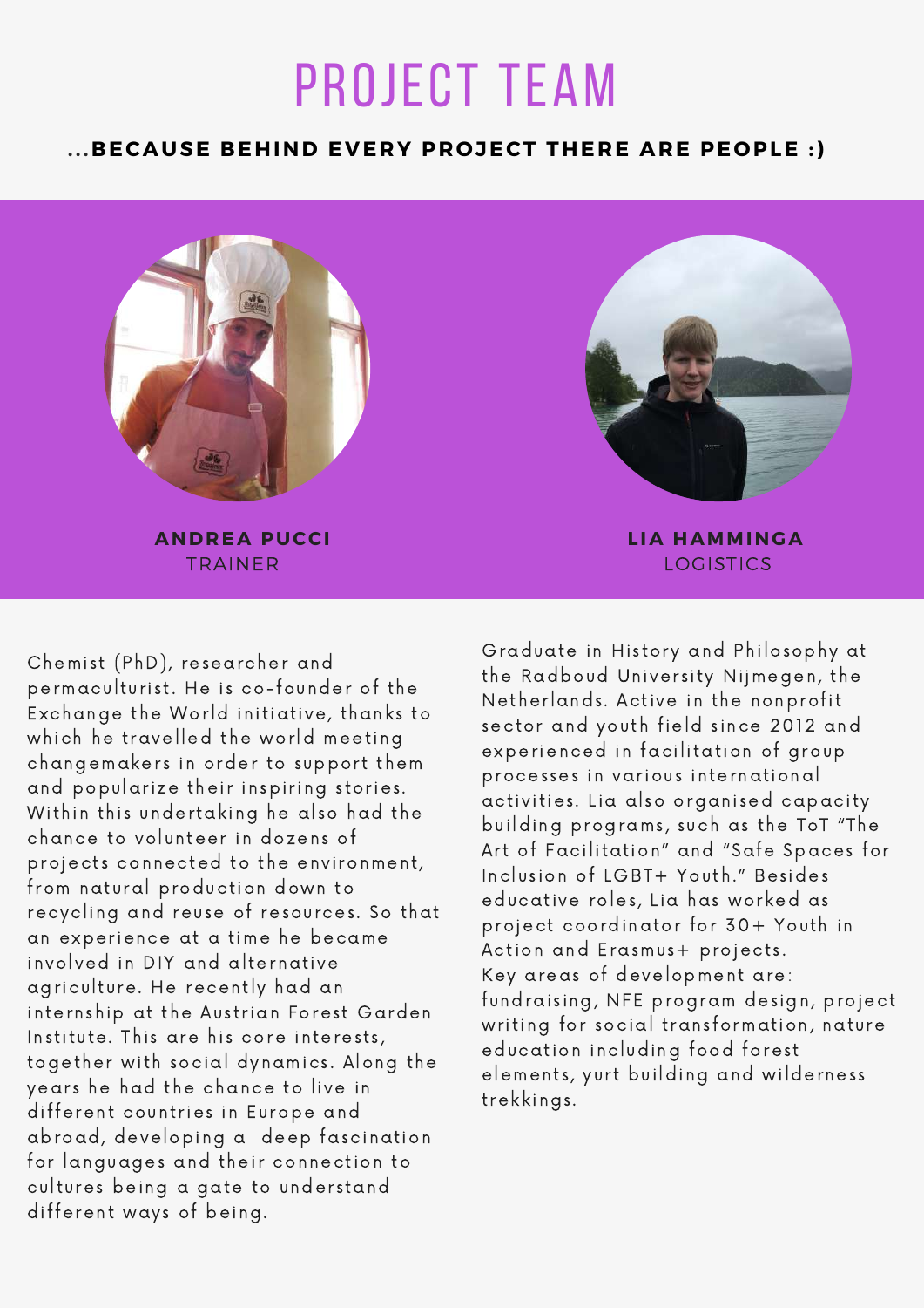# PROJECT TEAM

**...BECAUSE BEHIND EVERY PROJECT THERE ARE PEOPLE :)**

**ANDREA PUCCI**
TRAINER

Chemist (PhD), researcher and permaculturist. He is co-founder of the Exchange the World initiative, thanks to which he travelled the world meeting changemakers in order to support them and popularize their inspiring stories. Within this undertaking he also had the chance to volunteer in dozens of projects connected to the environment, from natural production down to recycling and reuse of resources. So that an experience at a time he became involved in DIY and alternative agriculture. He recently had an internship at the Austrian Forest Garden Institute. This are his core interests, together with social dynamics. Along the years he had the chance to live in different countries in Europe and abroad, developing a deep fascination for languages and their connection to cultures being a gate to understand different ways of being.

**LIA HAMMINGA**
LOGISTICS

Graduate in History and Philosophy at the Radboud University Nijmegen, the Netherlands. Active in the nonprofit sector and youth field since 2012 and experienced in facilitation of group processes in various international activities. Lia also organised capacity building programs, such as the ToT "The Art of Facilitation" and "Safe Spaces for Inclusion of LGBT+ Youth." Besides educative roles, Lia has worked as project coordinator for 30+ Youth in Action and Erasmus+ projects.
Key areas of development are: fundraising, NFE program design, project writing for social transformation, nature education including food forest elements, yurt building and wilderness trekkings.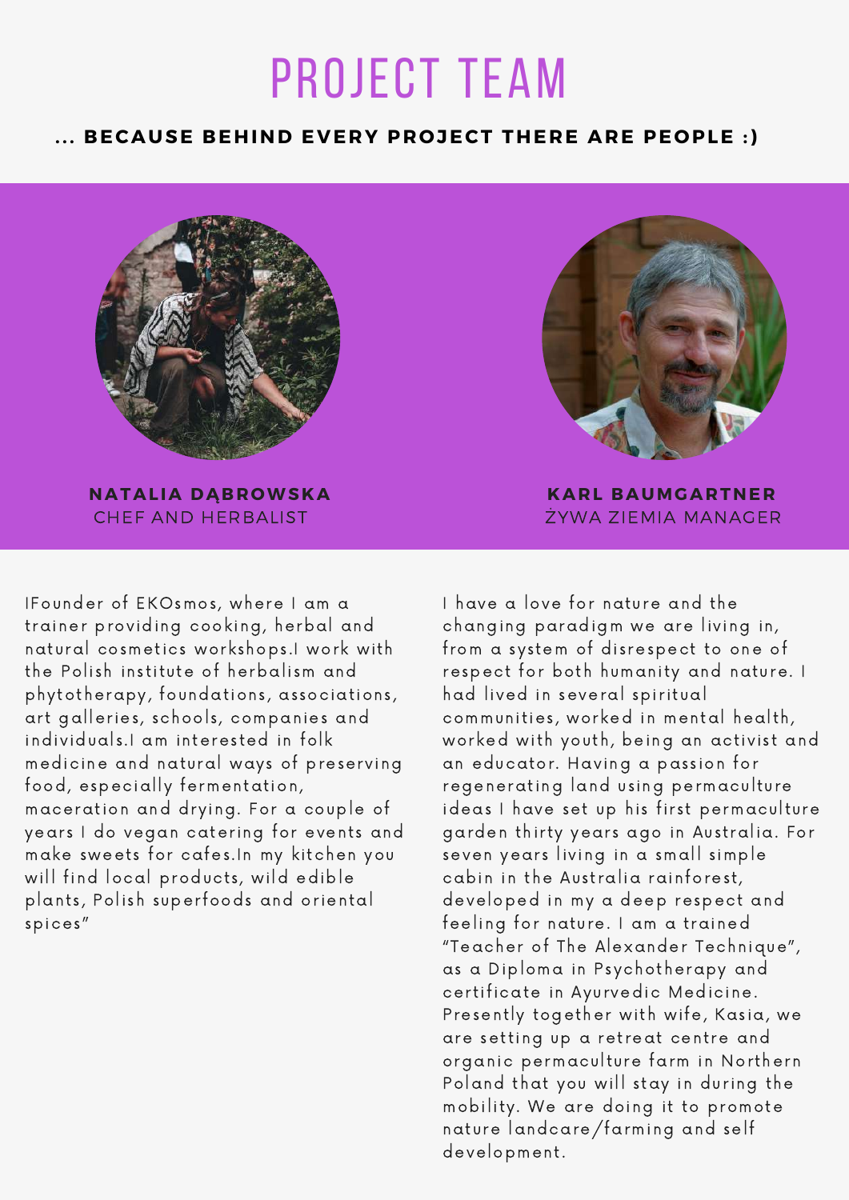# PROJECT TEAM

**... BECAUSE BEHIND EVERY PROJECT THERE ARE PEOPLE :)**

**NATALIA DĄBROWSKA**
CHEF AND HERBALIST

**KARL BAUMGARTNER**
ŻYWA ZIEMIA MANAGER

IFounder of EKOsmos, where I am a trainer providing cooking, herbal and natural cosmetics workshops.I work with the Polish institute of herbalism and phytotherapy, foundations, associations, art galleries, schools, companies and individuals.I am interested in folk medicine and natural ways of preserving food, especially fermentation, maceration and drying. For a couple of years I do vegan catering for events and make sweets for cafes.In my kitchen you will find local products, wild edible plants, Polish superfoods and oriental spices"

I have a love for nature and the changing paradigm we are living in, from a system of disrespect to one of respect for both humanity and nature. I had lived in several spiritual communities, worked in mental health, worked with youth, being an activist and an educator. Having a passion for regenerating land using permaculture ideas I have set up his first permaculture garden thirty years ago in Australia. For seven years living in a small simple cabin in the Australia rainforest, developed in my a deep respect and feeling for nature. I am a trained "Teacher of The Alexander Technique", as a Diploma in Psychotherapy and certificate in Ayurvedic Medicine. Presently together with wife, Kasia, we are setting up a retreat centre and organic permaculture farm in Northern Poland that you will stay in during the mobility. We are doing it to promote nature landcare/farming and self development.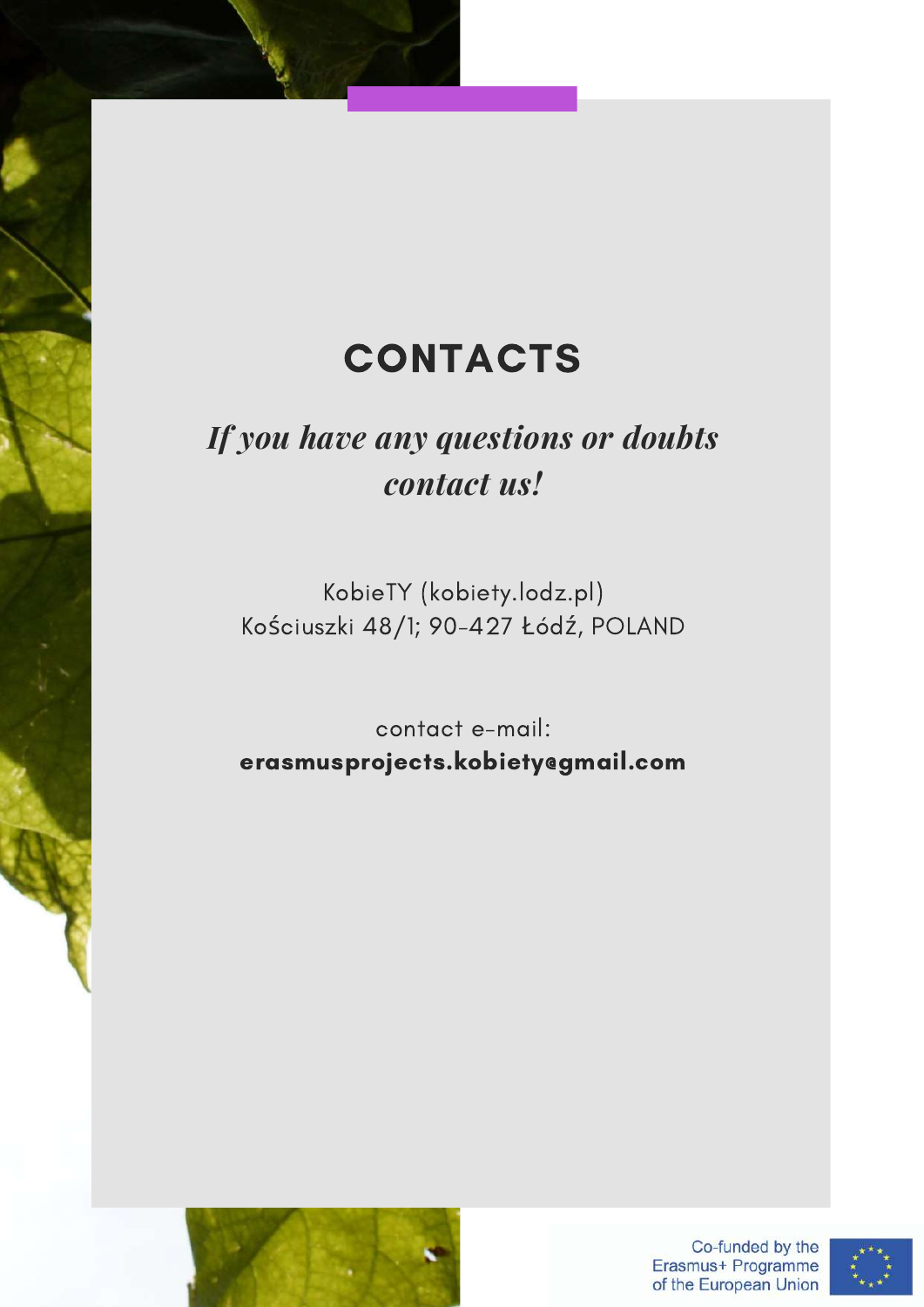# CONTACTS

***If you have any questions or doubts contact us!***

KobieTY (kobiety.lodz.pl)
Kościuszki 48/1; 90-427 Łódź, POLAND

contact e-mail:
**erasmusprojects.kobiety@gmail.com**

Co-funded by the Erasmus+ Programme of the European Union